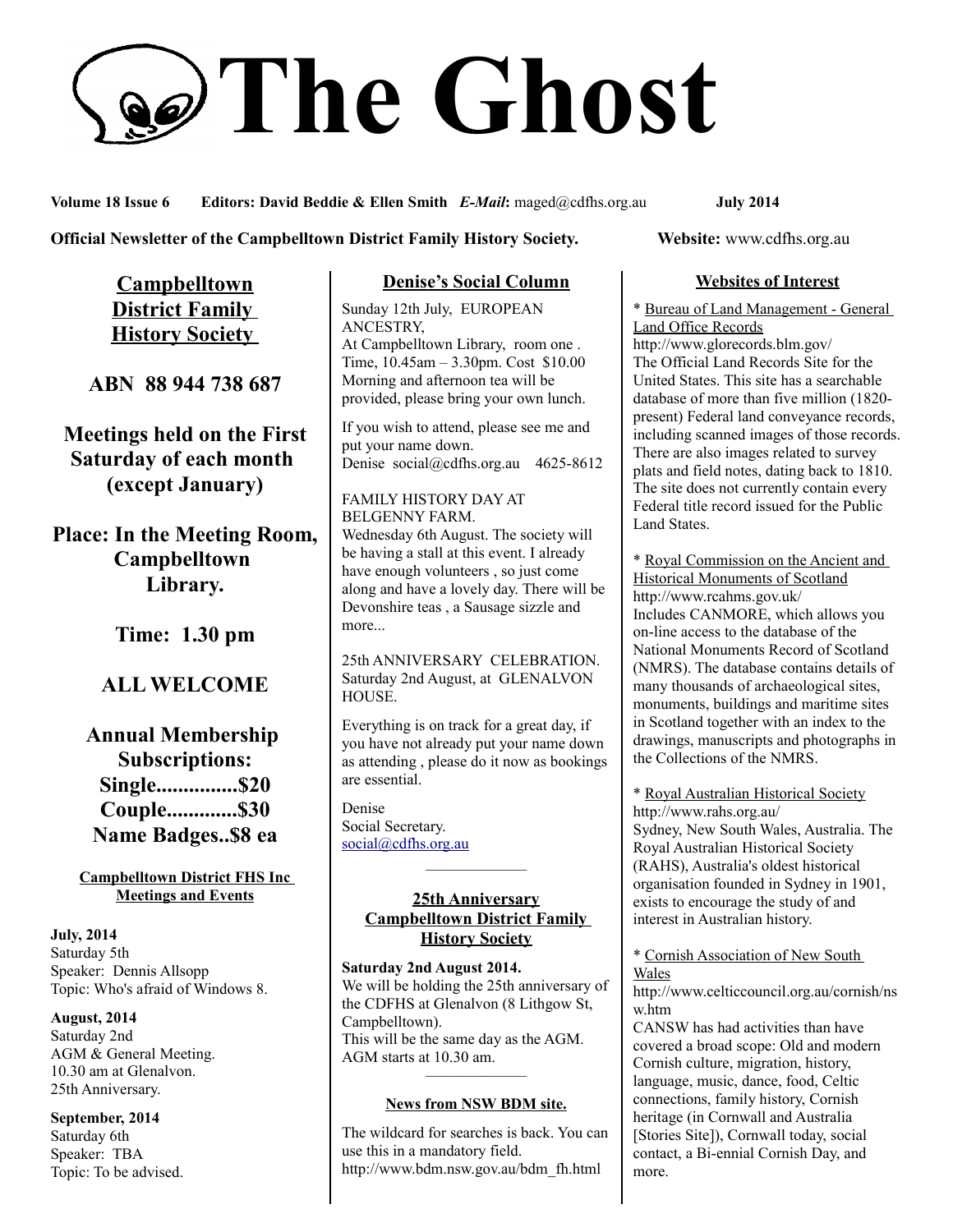# The Ghost

**Volume 18 Issue 6    Editors: David Beddie & Ellen Smith** ***E-Mail*****:** maged@cdfhs.org.au    **July 2014**

**Official Newsletter of the Campbelltown District Family History Society.    Website:** www.cdfhs.org.au

## Campbelltown District Family History Society

**ABN 88 944 738 687**

**Meetings held on the First Saturday of each month (except January)**

**Place: In the Meeting Room, Campbelltown Library.**

**Time: 1.30 pm**

**ALL WELCOME**

**Annual Membership Subscriptions:**
**Single...............$20**
**Couple.............$30**
**Name Badges..$8 ea**

### Campbelltown District FHS Inc Meetings and Events

**July, 2014**
Saturday 5th
Speaker: Dennis Allsopp
Topic: Who's afraid of Windows 8.

**August, 2014**
Saturday 2nd
AGM & General Meeting.
10.30 am at Glenalvon.
25th Anniversary.

**September, 2014**
Saturday 6th
Speaker: TBA
Topic: To be advised.

## Denise's Social Column

Sunday 12th July, EUROPEAN ANCESTRY,
At Campbelltown Library, room one .
Time, 10.45am – 3.30pm. Cost $10.00
Morning and afternoon tea will be provided, please bring your own lunch.

If you wish to attend, please see me and put your name down.
Denise social@cdfhs.org.au 4625-8612

FAMILY HISTORY DAY AT BELGENNY FARM.
Wednesday 6th August. The society will be having a stall at this event. I already have enough volunteers , so just come along and have a lovely day. There will be Devonshire teas , a Sausage sizzle and more...

25th ANNIVERSARY CELEBRATION.
Saturday 2nd August, at GLENALVON HOUSE.

Everything is on track for a great day, if you have not already put your name down as attending , please do it now as bookings are essential.

Denise
Social Secretary.
social@cdfhs.org.au

## 25th Anniversary Campbelltown District Family History Society

**Saturday 2nd August 2014.**
We will be holding the 25th anniversary of the CDFHS at Glenalvon (8 Lithgow St, Campbelltown).
This will be the same day as the AGM.
AGM starts at 10.30 am.

## News from NSW BDM site.

The wildcard for searches is back. You can use this in a mandatory field.
http://www.bdm.nsw.gov.au/bdm_fh.html

## Websites of Interest

* Bureau of Land Management - General Land Office Records
http://www.glorecords.blm.gov/
The Official Land Records Site for the United States. This site has a searchable database of more than five million (1820-present) Federal land conveyance records, including scanned images of those records. There are also images related to survey plats and field notes, dating back to 1810. The site does not currently contain every Federal title record issued for the Public Land States.

* Royal Commission on the Ancient and Historical Monuments of Scotland
http://www.rcahms.gov.uk/
Includes CANMORE, which allows you on-line access to the database of the National Monuments Record of Scotland (NMRS). The database contains details of many thousands of archaeological sites, monuments, buildings and maritime sites in Scotland together with an index to the drawings, manuscripts and photographs in the Collections of the NMRS.

* Royal Australian Historical Society
http://www.rahs.org.au/
Sydney, New South Wales, Australia. The Royal Australian Historical Society (RAHS), Australia's oldest historical organisation founded in Sydney in 1901, exists to encourage the study of and interest in Australian history.

* Cornish Association of New South Wales
http://www.celticcouncil.org.au/cornish/nsw.htm
CANSW has had activities than have covered a broad scope: Old and modern Cornish culture, migration, history, language, music, dance, food, Celtic connections, family history, Cornish heritage (in Cornwall and Australia [Stories Site]), Cornwall today, social contact, a Bi-ennial Cornish Day, and more.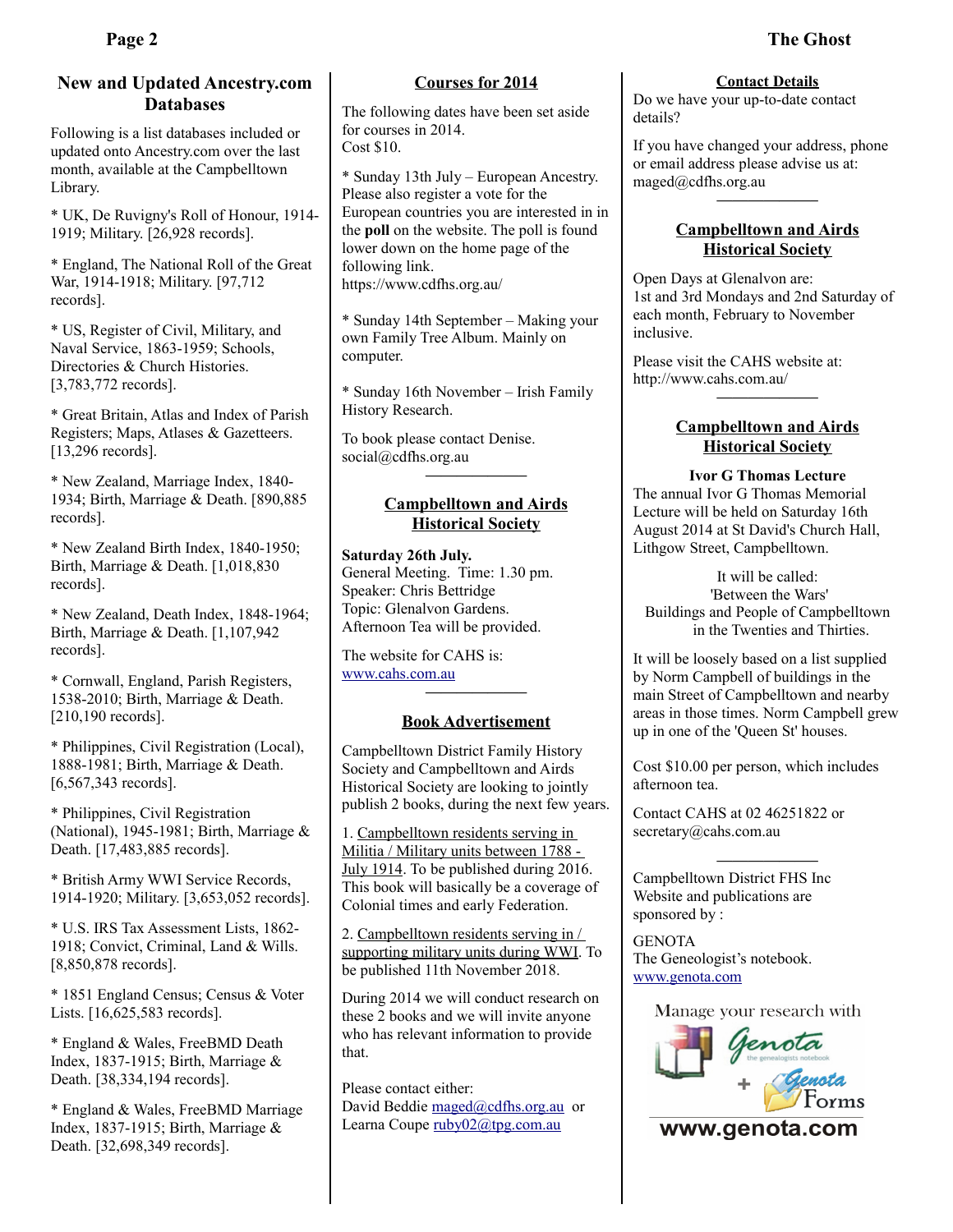## New and Updated Ancestry.com Databases

Following is a list databases included or updated onto Ancestry.com over the last month, available at the Campbelltown Library.

* UK, De Ruvigny's Roll of Honour, 1914-1919; Military. [26,928 records].

* England, The National Roll of the Great War, 1914-1918; Military. [97,712 records].

* US, Register of Civil, Military, and Naval Service, 1863-1959; Schools, Directories & Church Histories. [3,783,772 records].

* Great Britain, Atlas and Index of Parish Registers; Maps, Atlases & Gazetteers. [13,296 records].

* New Zealand, Marriage Index, 1840-1934; Birth, Marriage & Death. [890,885 records].

* New Zealand Birth Index, 1840-1950; Birth, Marriage & Death. [1,018,830 records].

* New Zealand, Death Index, 1848-1964; Birth, Marriage & Death. [1,107,942 records].

* Cornwall, England, Parish Registers, 1538-2010; Birth, Marriage & Death. [210,190 records].

* Philippines, Civil Registration (Local), 1888-1981; Birth, Marriage & Death. [6,567,343 records].

* Philippines, Civil Registration (National), 1945-1981; Birth, Marriage & Death. [17,483,885 records].

* British Army WWI Service Records, 1914-1920; Military. [3,653,052 records].

* U.S. IRS Tax Assessment Lists, 1862-1918; Convict, Criminal, Land & Wills. [8,850,878 records].

* 1851 England Census; Census & Voter Lists. [16,625,583 records].

* England & Wales, FreeBMD Death Index, 1837-1915; Birth, Marriage & Death. [38,334,194 records].

* England & Wales, FreeBMD Marriage Index, 1837-1915; Birth, Marriage & Death. [32,698,349 records].

## Courses for 2014

The following dates have been set aside for courses in 2014.
Cost $10.

* Sunday 13th July – European Ancestry. Please also register a vote for the European countries you are interested in in the **poll** on the website. The poll is found lower down on the home page of the following link.
https://www.cdfhs.org.au/

* Sunday 14th September – Making your own Family Tree Album. Mainly on computer.

* Sunday 16th November – Irish Family History Research.

To book please contact Denise.
social@cdfhs.org.au

---

## Campbelltown and Airds Historical Society

**Saturday 26th July.**
General Meeting. Time: 1.30 pm.
Speaker: Chris Bettridge
Topic: Glenalvon Gardens.
Afternoon Tea will be provided.

The website for CAHS is:
www.cahs.com.au

---

## Book Advertisement

Campbelltown District Family History Society and Campbelltown and Airds Historical Society are looking to jointly publish 2 books, during the next few years.

1. Campbelltown residents serving in Militia / Military units between 1788 - July 1914. To be published during 2016. This book will basically be a coverage of Colonial times and early Federation.

2. Campbelltown residents serving in / supporting military units during WWI. To be published 11th November 2018.

During 2014 we will conduct research on these 2 books and we will invite anyone who has relevant information to provide that.

Please contact either:
David Beddie maged@cdfhs.org.au or
Learna Coupe ruby02@tpg.com.au

## Contact Details

Do we have your up-to-date contact details?

If you have changed your address, phone or email address please advise us at:
maged@cdfhs.org.au

---

## Campbelltown and Airds Historical Society

Open Days at Glenalvon are:
1st and 3rd Mondays and 2nd Saturday of each month, February to November inclusive.

Please visit the CAHS website at:
http://www.cahs.com.au/

---

## Campbelltown and Airds Historical Society

**Ivor G Thomas Lecture**

The annual Ivor G Thomas Memorial Lecture will be held on Saturday 16th August 2014 at St David's Church Hall, Lithgow Street, Campbelltown.

It will be called:
'Between the Wars'
Buildings and People of Campbelltown in the Twenties and Thirties.

It will be loosely based on a list supplied by Norm Campbell of buildings in the main Street of Campbelltown and nearby areas in those times. Norm Campbell grew up in one of the 'Queen St' houses.

Cost $10.00 per person, which includes afternoon tea.

Contact CAHS at 02 46251822 or
secretary@cahs.com.au

---

Campbelltown District FHS Inc
Website and publications are sponsored by :

GENOTA
The Geneologist's notebook.
www.genota.com

Manage your research with Genota the genealogists notebook + Genota Forms
www.genota.com